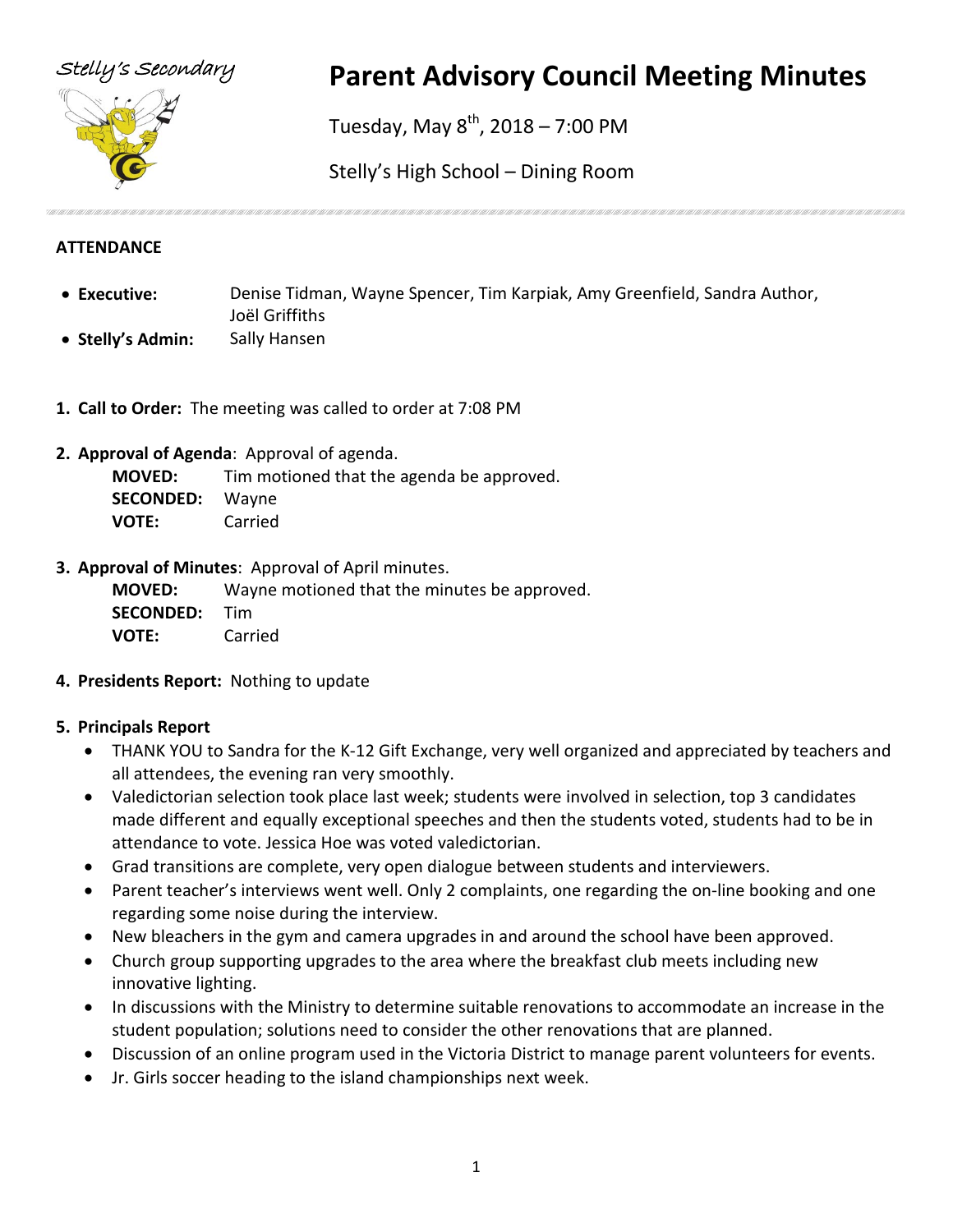Stelly's Secondary

# Parent Advisory Council Meeting Minutes

Tuesday, May 8th, 2018 – 7:00 PM

Stelly's High School – Dining Room

---

**ATTENDANCE**

- **Executive:** Denise Tidman, Wayne Spencer, Tim Karpiak, Amy Greenfield, Sandra Author, Joël Griffiths
- **Stelly's Admin:** Sally Hansen

1. **Call to Order:** The meeting was called to order at 7:08 PM

2. **Approval of Agenda**: Approval of agenda.
   **MOVED:** Tim motioned that the agenda be approved.
   **SECONDED:** Wayne
   **VOTE:** Carried

3. **Approval of Minutes**: Approval of April minutes.
   **MOVED:** Wayne motioned that the minutes be approved.
   **SECONDED:** Tim
   **VOTE:** Carried

4. **Presidents Report:** Nothing to update

5. **Principals Report**
   - THANK YOU to Sandra for the K-12 Gift Exchange, very well organized and appreciated by teachers and all attendees, the evening ran very smoothly.
   - Valedictorian selection took place last week; students were involved in selection, top 3 candidates made different and equally exceptional speeches and then the students voted, students had to be in attendance to vote. Jessica Hoe was voted valedictorian.
   - Grad transitions are complete, very open dialogue between students and interviewers.
   - Parent teacher's interviews went well. Only 2 complaints, one regarding the on-line booking and one regarding some noise during the interview.
   - New bleachers in the gym and camera upgrades in and around the school have been approved.
   - Church group supporting upgrades to the area where the breakfast club meets including new innovative lighting.
   - In discussions with the Ministry to determine suitable renovations to accommodate an increase in the student population; solutions need to consider the other renovations that are planned.
   - Discussion of an online program used in the Victoria District to manage parent volunteers for events.
   - Jr. Girls soccer heading to the island championships next week.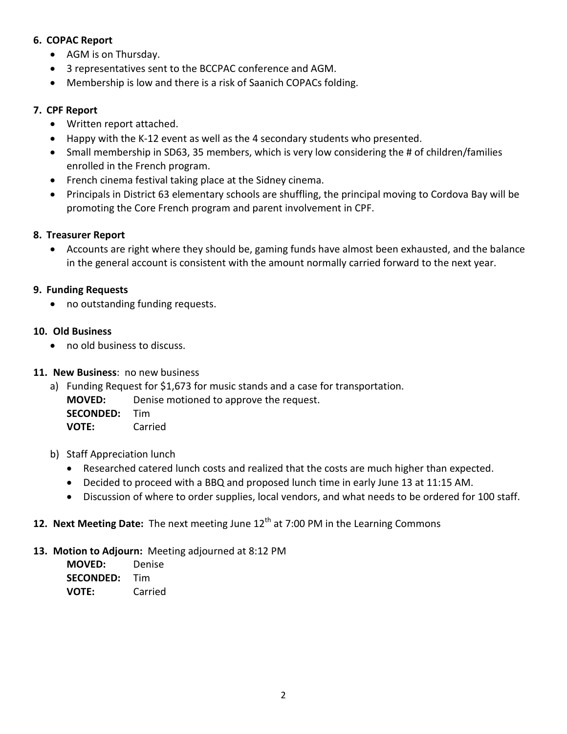### 6. COPAC Report

- AGM is on Thursday.
- 3 representatives sent to the BCCPAC conference and AGM.
- Membership is low and there is a risk of Saanich COPACs folding.

### 7. CPF Report

- Written report attached.
- Happy with the K-12 event as well as the 4 secondary students who presented.
- Small membership in SD63, 35 members, which is very low considering the # of children/families enrolled in the French program.
- French cinema festival taking place at the Sidney cinema.
- Principals in District 63 elementary schools are shuffling, the principal moving to Cordova Bay will be promoting the Core French program and parent involvement in CPF.

### 8. Treasurer Report

- Accounts are right where they should be, gaming funds have almost been exhausted, and the balance in the general account is consistent with the amount normally carried forward to the next year.

### 9. Funding Requests

- no outstanding funding requests.

### 10. Old Business

- no old business to discuss.

### 11. New Business: no new business

a) Funding Request for $1,673 for music stands and a case for transportation.

**MOVED:** Denise motioned to approve the request.
**SECONDED:** Tim
**VOTE:** Carried

b) Staff Appreciation lunch

- Researched catered lunch costs and realized that the costs are much higher than expected.
- Decided to proceed with a BBQ and proposed lunch time in early June 13 at 11:15 AM.
- Discussion of where to order supplies, local vendors, and what needs to be ordered for 100 staff.

### 12. Next Meeting Date: The next meeting June 12th at 7:00 PM in the Learning Commons

### 13. Motion to Adjourn: Meeting adjourned at 8:12 PM

**MOVED:** Denise
**SECONDED:** Tim
**VOTE:** Carried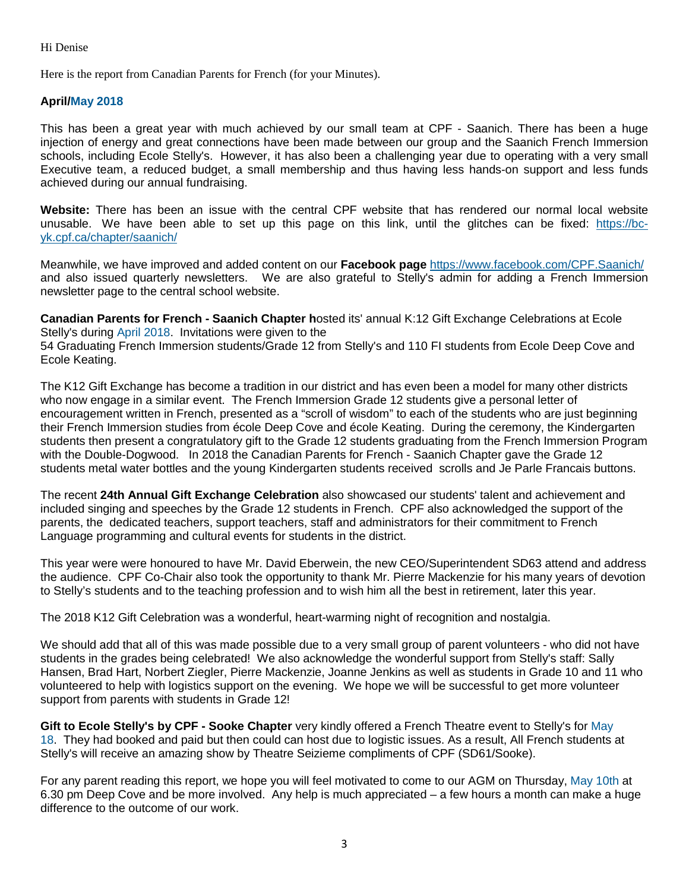Hi Denise

Here is the report from Canadian Parents for French (for your Minutes).

**April/May 2018**

This has been a great year with much achieved by our small team at CPF - Saanich. There has been a huge injection of energy and great connections have been made between our group and the Saanich French Immersion schools, including Ecole Stelly's. However, it has also been a challenging year due to operating with a very small Executive team, a reduced budget, a small membership and thus having less hands-on support and less funds achieved during our annual fundraising.

**Website:** There has been an issue with the central CPF website that has rendered our normal local website unusable. We have been able to set up this page on this link, until the glitches can be fixed: https://bc-yk.cpf.ca/chapter/saanich/

Meanwhile, we have improved and added content on our **Facebook page** https://www.facebook.com/CPF.Saanich/ and also issued quarterly newsletters. We are also grateful to Stelly's admin for adding a French Immersion newsletter page to the central school website.

**Canadian Parents for French - Saanich Chapter h**osted its' annual K:12 Gift Exchange Celebrations at Ecole Stelly's during April 2018. Invitations were given to the
54 Graduating French Immersion students/Grade 12 from Stelly's and 110 FI students from Ecole Deep Cove and Ecole Keating.

The K12 Gift Exchange has become a tradition in our district and has even been a model for many other districts who now engage in a similar event. The French Immersion Grade 12 students give a personal letter of encouragement written in French, presented as a "scroll of wisdom" to each of the students who are just beginning their French Immersion studies from école Deep Cove and école Keating. During the ceremony, the Kindergarten students then present a congratulatory gift to the Grade 12 students graduating from the French Immersion Program with the Double-Dogwood. In 2018 the Canadian Parents for French - Saanich Chapter gave the Grade 12 students metal water bottles and the young Kindergarten students received scrolls and Je Parle Francais buttons.

The recent **24th Annual Gift Exchange Celebration** also showcased our students' talent and achievement and included singing and speeches by the Grade 12 students in French. CPF also acknowledged the support of the parents, the dedicated teachers, support teachers, staff and administrators for their commitment to French Language programming and cultural events for students in the district.

This year were were honoured to have Mr. David Eberwein, the new CEO/Superintendent SD63 attend and address the audience. CPF Co-Chair also took the opportunity to thank Mr. Pierre Mackenzie for his many years of devotion to Stelly's students and to the teaching profession and to wish him all the best in retirement, later this year.

The 2018 K12 Gift Celebration was a wonderful, heart-warming night of recognition and nostalgia.

We should add that all of this was made possible due to a very small group of parent volunteers - who did not have students in the grades being celebrated! We also acknowledge the wonderful support from Stelly's staff: Sally Hansen, Brad Hart, Norbert Ziegler, Pierre Mackenzie, Joanne Jenkins as well as students in Grade 10 and 11 who volunteered to help with logistics support on the evening. We hope we will be successful to get more volunteer support from parents with students in Grade 12!

**Gift to Ecole Stelly's by CPF - Sooke Chapter** very kindly offered a French Theatre event to Stelly's for May 18. They had booked and paid but then could can host due to logistic issues. As a result, All French students at Stelly's will receive an amazing show by Theatre Seizieme compliments of CPF (SD61/Sooke).

For any parent reading this report, we hope you will feel motivated to come to our AGM on Thursday, May 10th at 6.30 pm Deep Cove and be more involved. Any help is much appreciated – a few hours a month can make a huge difference to the outcome of our work.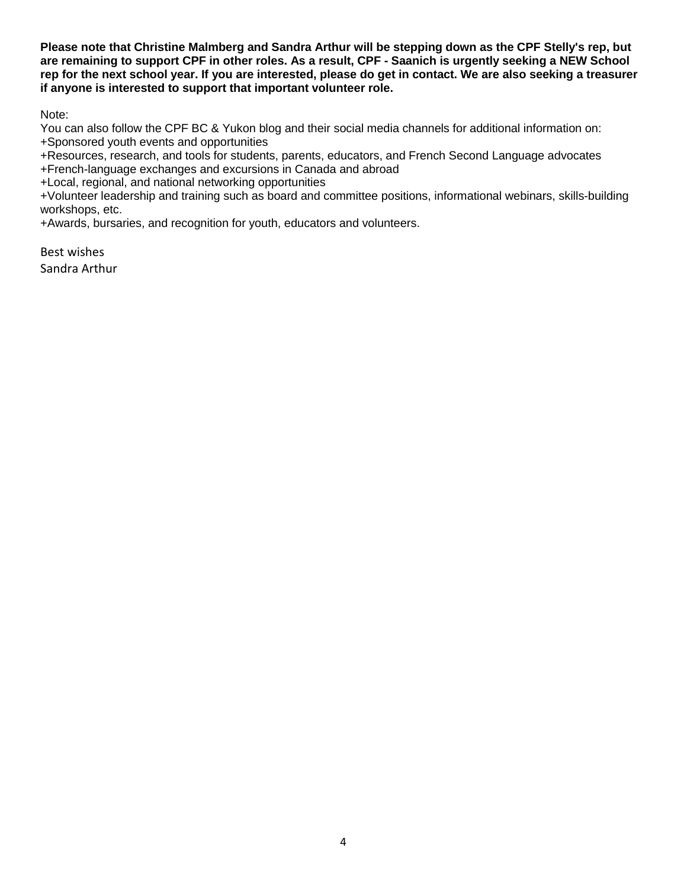**Please note that Christine Malmberg and Sandra Arthur will be stepping down as the CPF Stelly's rep, but are remaining to support CPF in other roles. As a result, CPF - Saanich is urgently seeking a NEW School rep for the next school year. If you are interested, please do get in contact. We are also seeking a treasurer if anyone is interested to support that important volunteer role.**

Note:
You can also follow the CPF BC & Yukon blog and their social media channels for additional information on:
+Sponsored youth events and opportunities
+Resources, research, and tools for students, parents, educators, and French Second Language advocates
+French-language exchanges and excursions in Canada and abroad
+Local, regional, and national networking opportunities
+Volunteer leadership and training such as board and committee positions, informational webinars, skills-building workshops, etc.
+Awards, bursaries, and recognition for youth, educators and volunteers.

Best wishes
Sandra Arthur